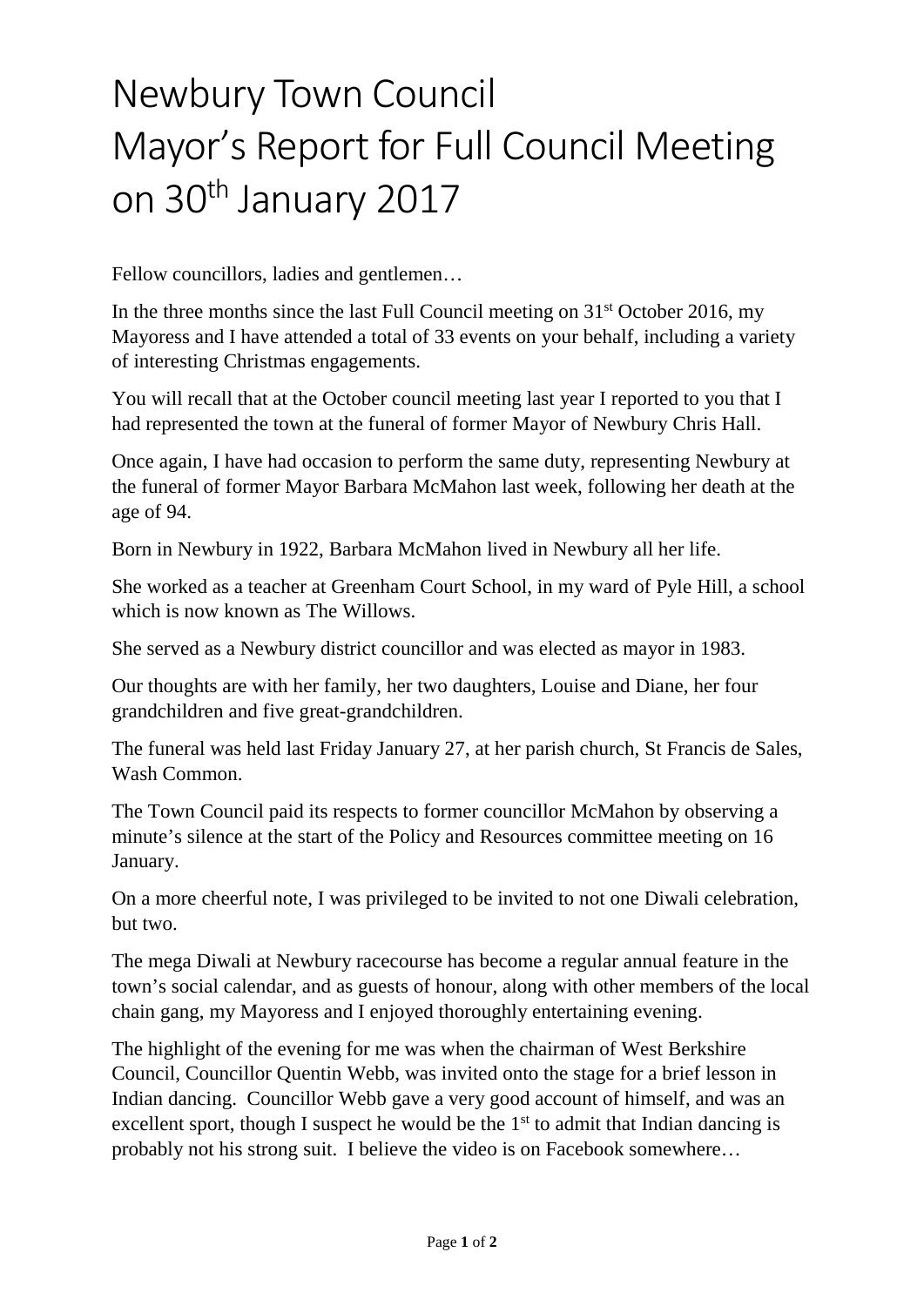# Newbury Town Council
# Mayor's Report for Full Council Meeting on 30th January 2017

Fellow councillors, ladies and gentlemen…

In the three months since the last Full Council meeting on 31st October 2016, my Mayoress and I have attended a total of 33 events on your behalf, including a variety of interesting Christmas engagements.

You will recall that at the October council meeting last year I reported to you that I had represented the town at the funeral of former Mayor of Newbury Chris Hall.

Once again, I have had occasion to perform the same duty, representing Newbury at the funeral of former Mayor Barbara McMahon last week, following her death at the age of 94.

Born in Newbury in 1922, Barbara McMahon lived in Newbury all her life.

She worked as a teacher at Greenham Court School, in my ward of Pyle Hill, a school which is now known as The Willows.

She served as a Newbury district councillor and was elected as mayor in 1983.

Our thoughts are with her family, her two daughters, Louise and Diane, her four grandchildren and five great-grandchildren.

The funeral was held last Friday January 27, at her parish church, St Francis de Sales, Wash Common.

The Town Council paid its respects to former councillor McMahon by observing a minute's silence at the start of the Policy and Resources committee meeting on 16 January.

On a more cheerful note, I was privileged to be invited to not one Diwali celebration, but two.

The mega Diwali at Newbury racecourse has become a regular annual feature in the town's social calendar, and as guests of honour, along with other members of the local chain gang, my Mayoress and I enjoyed thoroughly entertaining evening.

The highlight of the evening for me was when the chairman of West Berkshire Council, Councillor Quentin Webb, was invited onto the stage for a brief lesson in Indian dancing. Councillor Webb gave a very good account of himself, and was an excellent sport, though I suspect he would be the 1st to admit that Indian dancing is probably not his strong suit. I believe the video is on Facebook somewhere…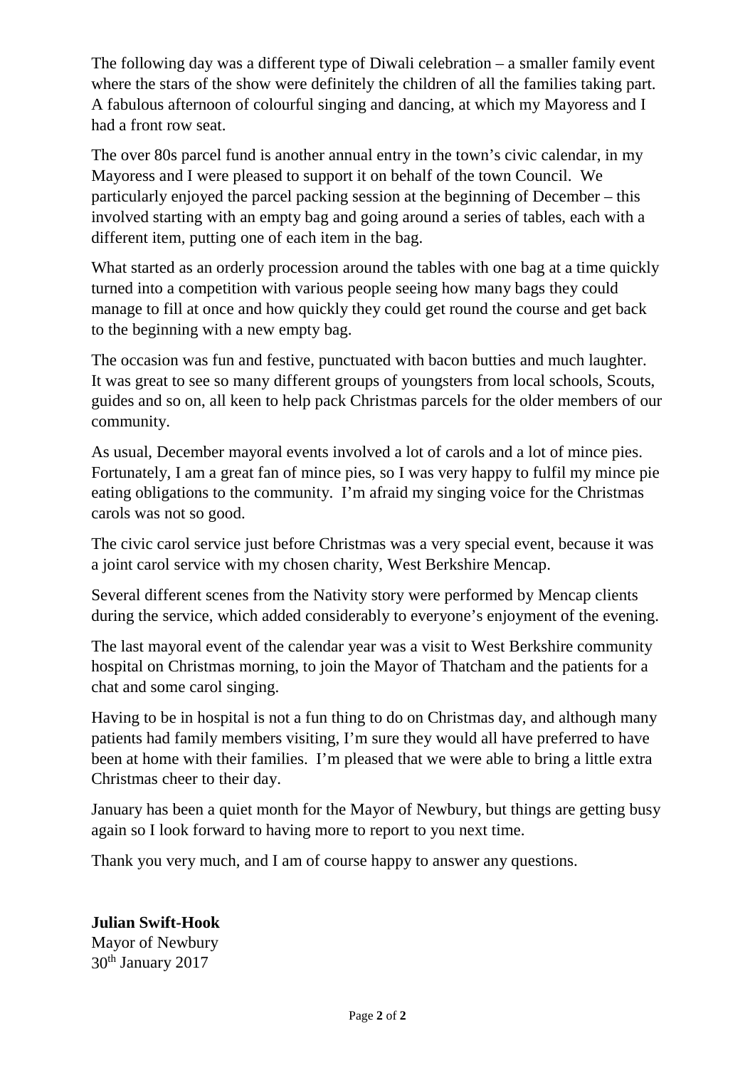The following day was a different type of Diwali celebration – a smaller family event where the stars of the show were definitely the children of all the families taking part. A fabulous afternoon of colourful singing and dancing, at which my Mayoress and I had a front row seat.

The over 80s parcel fund is another annual entry in the town's civic calendar, in my Mayoress and I were pleased to support it on behalf of the town Council. We particularly enjoyed the parcel packing session at the beginning of December – this involved starting with an empty bag and going around a series of tables, each with a different item, putting one of each item in the bag.

What started as an orderly procession around the tables with one bag at a time quickly turned into a competition with various people seeing how many bags they could manage to fill at once and how quickly they could get round the course and get back to the beginning with a new empty bag.

The occasion was fun and festive, punctuated with bacon butties and much laughter. It was great to see so many different groups of youngsters from local schools, Scouts, guides and so on, all keen to help pack Christmas parcels for the older members of our community.

As usual, December mayoral events involved a lot of carols and a lot of mince pies. Fortunately, I am a great fan of mince pies, so I was very happy to fulfil my mince pie eating obligations to the community. I'm afraid my singing voice for the Christmas carols was not so good.

The civic carol service just before Christmas was a very special event, because it was a joint carol service with my chosen charity, West Berkshire Mencap.

Several different scenes from the Nativity story were performed by Mencap clients during the service, which added considerably to everyone's enjoyment of the evening.

The last mayoral event of the calendar year was a visit to West Berkshire community hospital on Christmas morning, to join the Mayor of Thatcham and the patients for a chat and some carol singing.

Having to be in hospital is not a fun thing to do on Christmas day, and although many patients had family members visiting, I'm sure they would all have preferred to have been at home with their families. I'm pleased that we were able to bring a little extra Christmas cheer to their day.

January has been a quiet month for the Mayor of Newbury, but things are getting busy again so I look forward to having more to report to you next time.

Thank you very much, and I am of course happy to answer any questions.

**Julian Swift-Hook**
Mayor of Newbury
30th January 2017